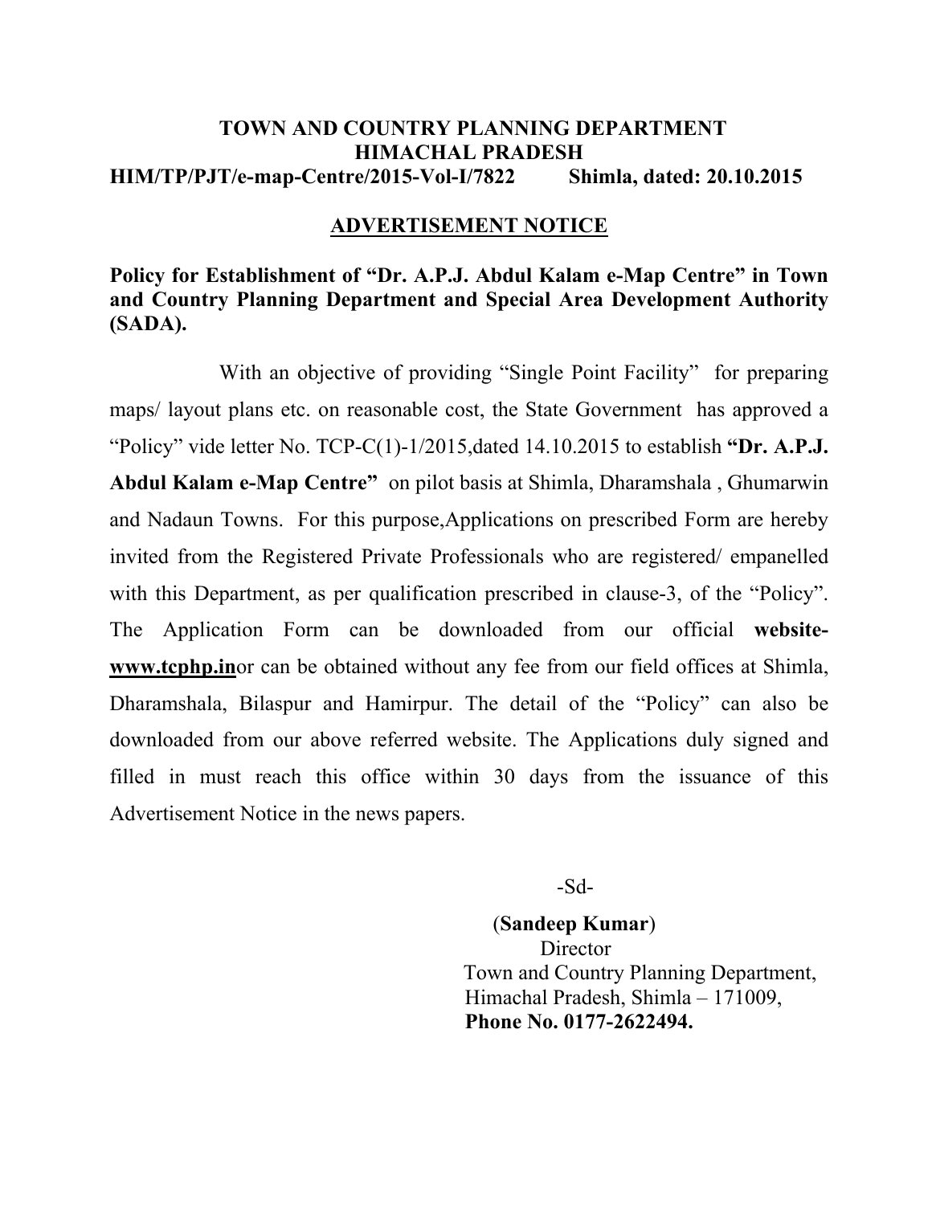# TOWN AND COUNTRY PLANNING DEPARTMENT
# HIMACHAL PRADESH

**HIM/TP/PJT/e-map-Centre/2015-Vol-I/7822 Shimla, dated: 20.10.2015**

## ADVERTISEMENT NOTICE

**Policy for Establishment of "Dr. A.P.J. Abdul Kalam e-Map Centre" in Town and Country Planning Department and Special Area Development Authority (SADA).**

With an objective of providing "Single Point Facility" for preparing maps/ layout plans etc. on reasonable cost, the State Government has approved a "Policy" vide letter No. TCP-C(1)-1/2015,dated 14.10.2015 to establish **"Dr. A.P.J. Abdul Kalam e-Map Centre"** on pilot basis at Shimla, Dharamshala , Ghumarwin and Nadaun Towns. For this purpose,Applications on prescribed Form are hereby invited from the Registered Private Professionals who are registered/ empanelled with this Department, as per qualification prescribed in clause-3, of the "Policy". The Application Form can be downloaded from our official **website-www.tcphp.in**or can be obtained without any fee from our field offices at Shimla, Dharamshala, Bilaspur and Hamirpur. The detail of the "Policy" can also be downloaded from our above referred website. The Applications duly signed and filled in must reach this office within 30 days from the issuance of this Advertisement Notice in the news papers.

-Sd-

(**Sandeep Kumar**)
Director
Town and Country Planning Department,
Himachal Pradesh, Shimla – 171009,
**Phone No. 0177-2622494.**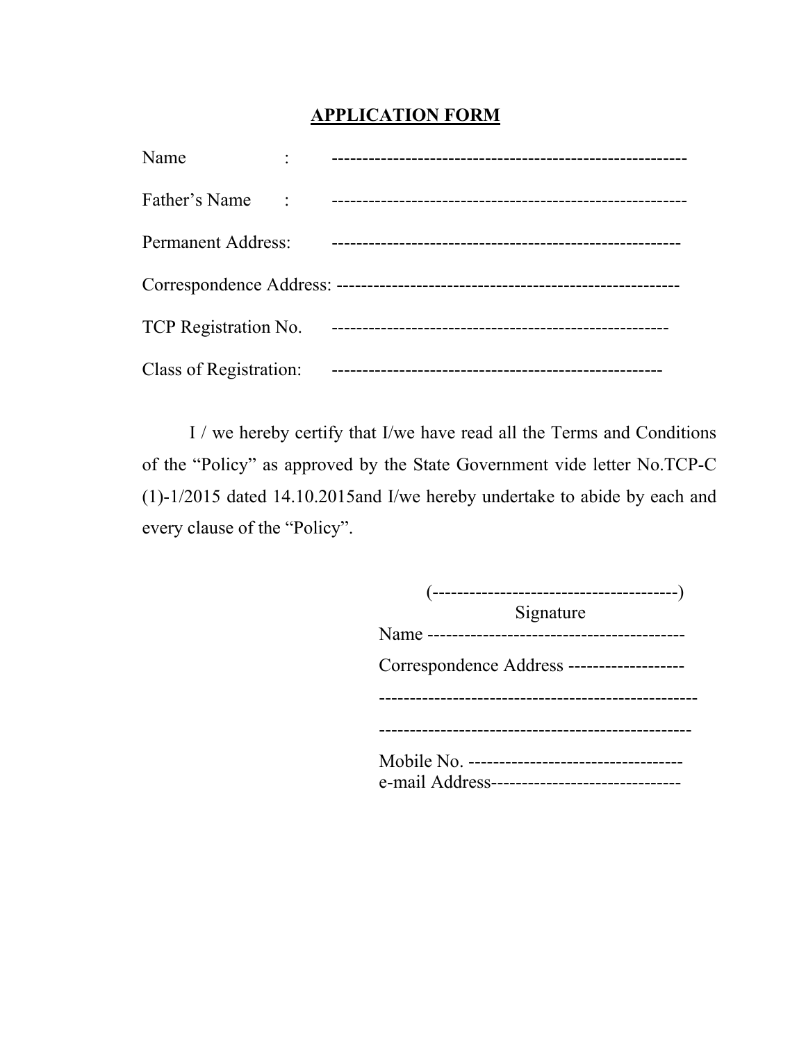# APPLICATION FORM

Name : ---------------------------------------------------------

Father's Name : ---------------------------------------------------------

Permanent Address: -------------------------------------------------------

Correspondence Address: -------------------------------------------------------

TCP Registration No. -----------------------------------------------------

Class of Registration: ----------------------------------------------------

I / we hereby certify that I/we have read all the Terms and Conditions of the "Policy" as approved by the State Government vide letter No.TCP-C (1)-1/2015 dated 14.10.2015and I/we hereby undertake to abide by each and every clause of the "Policy".

(----------------------------------------)
Signature

Name ------------------------------------------

Correspondence Address -------------------

---------------------------------------------------

--------------------------------------------------

Mobile No. -----------------------------------

e-mail Address-------------------------------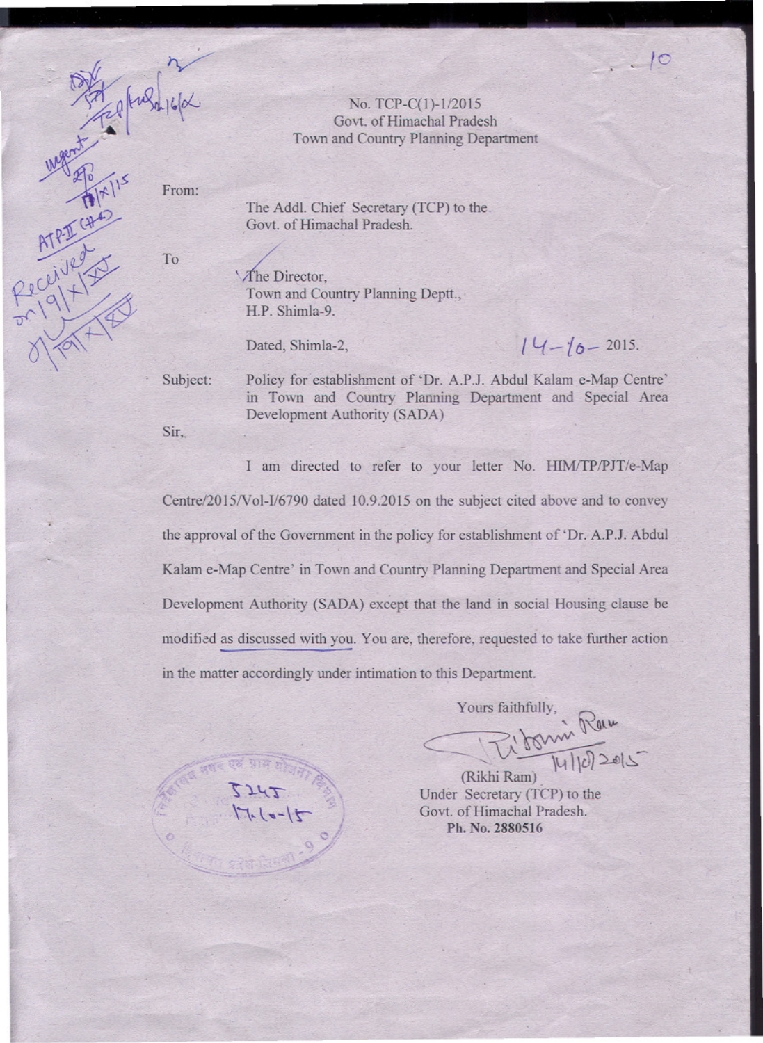No. TCP-C(1)-1/2015
Govt. of Himachal Pradesh
Town and Country Planning Department

From:

The Addl. Chief Secretary (TCP) to the
Govt. of Himachal Pradesh.

To

The Director,
Town and Country Planning Deptt.,
H.P. Shimla-9.

Dated, Shimla-2, 14-10-2015.

Subject: Policy for establishment of 'Dr. A.P.J. Abdul Kalam e-Map Centre' in Town and Country Planning Department and Special Area Development Authority (SADA)

Sir,

I am directed to refer to your letter No. HIM/TP/PJT/e-Map Centre/2015/Vol-I/6790 dated 10.9.2015 on the subject cited above and to convey the approval of the Government in the policy for establishment of 'Dr. A.P.J. Abdul Kalam e-Map Centre' in Town and Country Planning Department and Special Area Development Authority (SADA) except that the land in social Housing clause be modified as discussed with you. You are, therefore, requested to take further action in the matter accordingly under intimation to this Department.

Yours faithfully,

(Rikhi Ram)
Under Secretary (TCP) to the
Govt. of Himachal Pradesh.
**Ph. No. 2880516**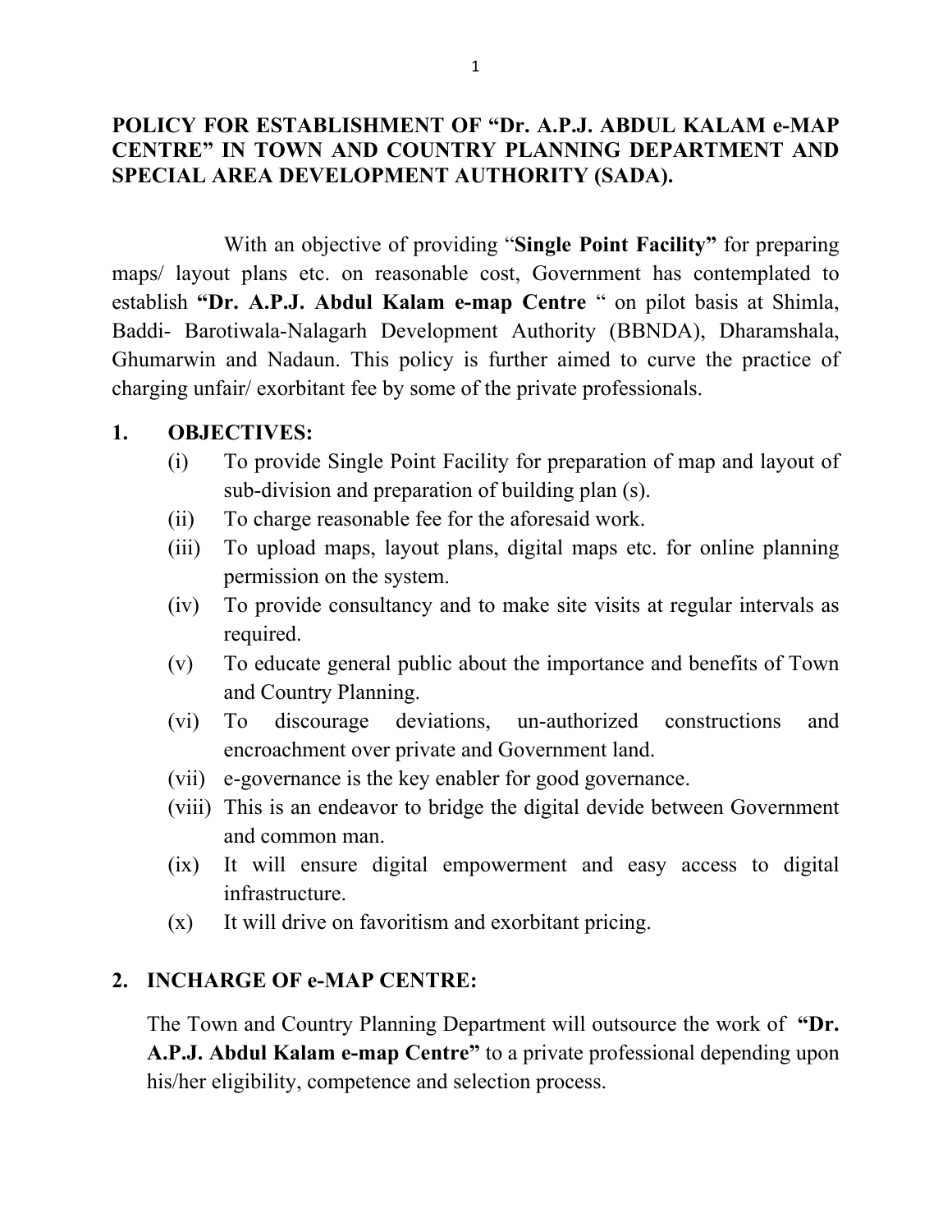**POLICY FOR ESTABLISHMENT OF "Dr. A.P.J. ABDUL KALAM e-MAP CENTRE" IN TOWN AND COUNTRY PLANNING DEPARTMENT AND SPECIAL AREA DEVELOPMENT AUTHORITY (SADA).**

With an objective of providing "**Single Point Facility"** for preparing maps/ layout plans etc. on reasonable cost, Government has contemplated to establish **"Dr. A.P.J. Abdul Kalam e-map Centre** " on pilot basis at Shimla, Baddi- Barotiwala-Nalagarh Development Authority (BBNDA), Dharamshala, Ghumarwin and Nadaun. This policy is further aimed to curve the practice of charging unfair/ exorbitant fee by some of the private professionals.

**1. OBJECTIVES:**

- (i) To provide Single Point Facility for preparation of map and layout of sub-division and preparation of building plan (s).
- (ii) To charge reasonable fee for the aforesaid work.
- (iii) To upload maps, layout plans, digital maps etc. for online planning permission on the system.
- (iv) To provide consultancy and to make site visits at regular intervals as required.
- (v) To educate general public about the importance and benefits of Town and Country Planning.
- (vi) To discourage deviations, un-authorized constructions and encroachment over private and Government land.
- (vii) e-governance is the key enabler for good governance.
- (viii) This is an endeavor to bridge the digital devide between Government and common man.
- (ix) It will ensure digital empowerment and easy access to digital infrastructure.
- (x) It will drive on favoritism and exorbitant pricing.

**2. INCHARGE OF e-MAP CENTRE:**

The Town and Country Planning Department will outsource the work of **"Dr. A.P.J. Abdul Kalam e-map Centre"** to a private professional depending upon his/her eligibility, competence and selection process.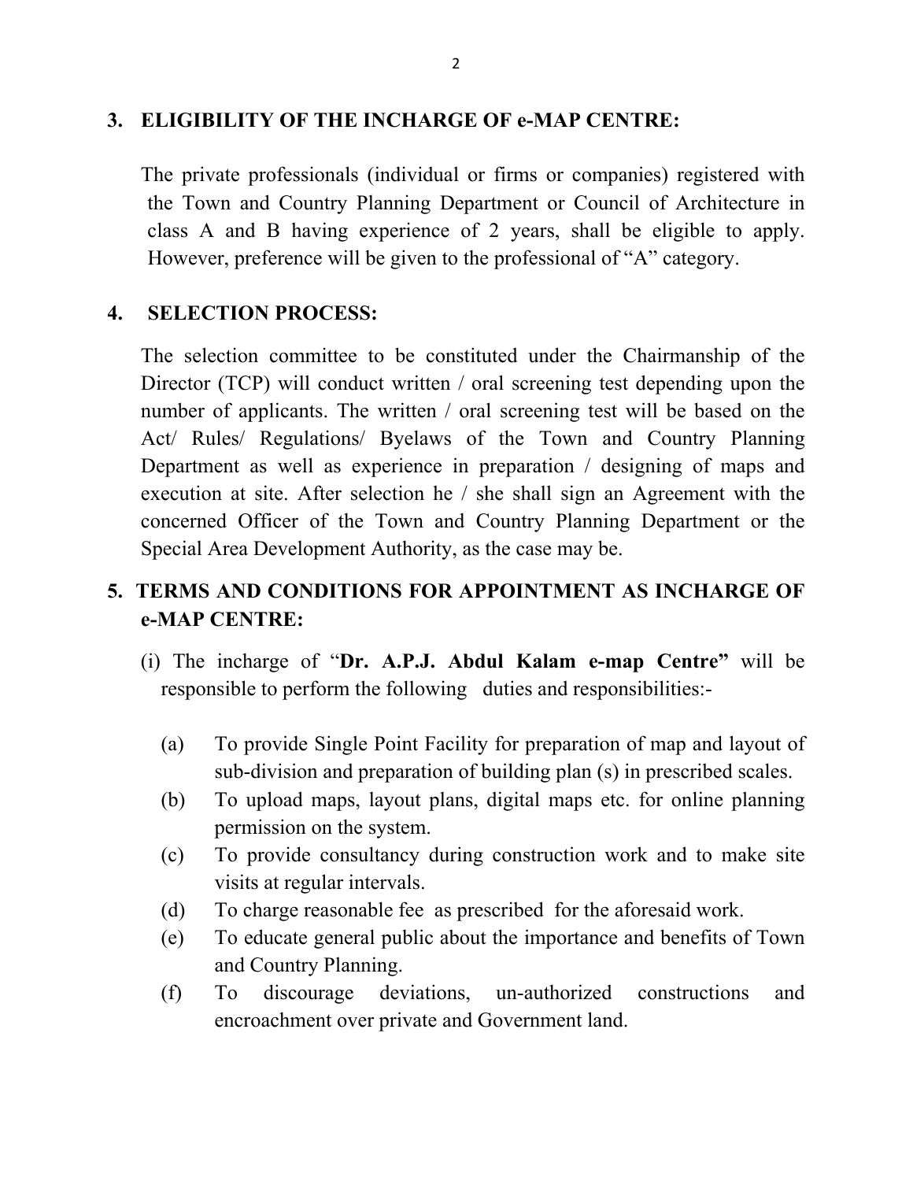## 3. ELIGIBILITY OF THE INCHARGE OF e-MAP CENTRE:

The private professionals (individual or firms or companies) registered with the Town and Country Planning Department or Council of Architecture in class A and B having experience of 2 years, shall be eligible to apply. However, preference will be given to the professional of "A" category.

## 4. SELECTION PROCESS:

The selection committee to be constituted under the Chairmanship of the Director (TCP) will conduct written / oral screening test depending upon the number of applicants. The written / oral screening test will be based on the Act/ Rules/ Regulations/ Byelaws of the Town and Country Planning Department as well as experience in preparation / designing of maps and execution at site. After selection he / she shall sign an Agreement with the concerned Officer of the Town and Country Planning Department or the Special Area Development Authority, as the case may be.

## 5. TERMS AND CONDITIONS FOR APPOINTMENT AS INCHARGE OF e-MAP CENTRE:

(i) The incharge of "**Dr. A.P.J. Abdul Kalam e-map Centre"** will be responsible to perform the following duties and responsibilities:-

- (a) To provide Single Point Facility for preparation of map and layout of sub-division and preparation of building plan (s) in prescribed scales.
- (b) To upload maps, layout plans, digital maps etc. for online planning permission on the system.
- (c) To provide consultancy during construction work and to make site visits at regular intervals.
- (d) To charge reasonable fee as prescribed for the aforesaid work.
- (e) To educate general public about the importance and benefits of Town and Country Planning.
- (f) To discourage deviations, un-authorized constructions and encroachment over private and Government land.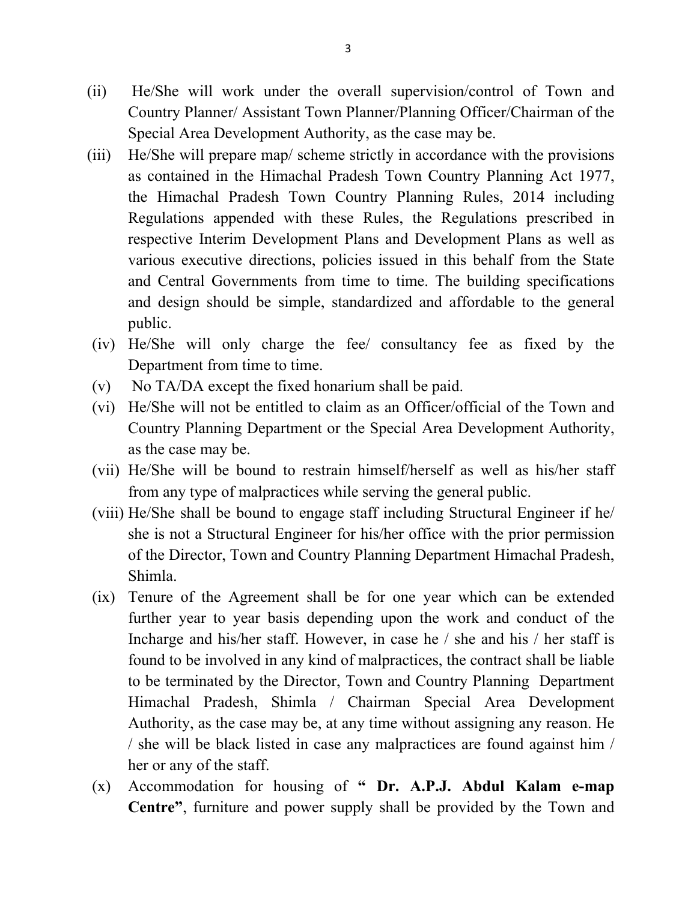(ii) He/She will work under the overall supervision/control of Town and Country Planner/ Assistant Town Planner/Planning Officer/Chairman of the Special Area Development Authority, as the case may be.

(iii) He/She will prepare map/ scheme strictly in accordance with the provisions as contained in the Himachal Pradesh Town Country Planning Act 1977, the Himachal Pradesh Town Country Planning Rules, 2014 including Regulations appended with these Rules, the Regulations prescribed in respective Interim Development Plans and Development Plans as well as various executive directions, policies issued in this behalf from the State and Central Governments from time to time. The building specifications and design should be simple, standardized and affordable to the general public.

(iv) He/She will only charge the fee/ consultancy fee as fixed by the Department from time to time.

(v) No TA/DA except the fixed honarium shall be paid.

(vi) He/She will not be entitled to claim as an Officer/official of the Town and Country Planning Department or the Special Area Development Authority, as the case may be.

(vii) He/She will be bound to restrain himself/herself as well as his/her staff from any type of malpractices while serving the general public.

(viii) He/She shall be bound to engage staff including Structural Engineer if he/ she is not a Structural Engineer for his/her office with the prior permission of the Director, Town and Country Planning Department Himachal Pradesh, Shimla.

(ix) Tenure of the Agreement shall be for one year which can be extended further year to year basis depending upon the work and conduct of the Incharge and his/her staff. However, in case he / she and his / her staff is found to be involved in any kind of malpractices, the contract shall be liable to be terminated by the Director, Town and Country Planning Department Himachal Pradesh, Shimla / Chairman Special Area Development Authority, as the case may be, at any time without assigning any reason. He / she will be black listed in case any malpractices are found against him / her or any of the staff.

(x) Accommodation for housing of **" Dr. A.P.J. Abdul Kalam e-map Centre"**, furniture and power supply shall be provided by the Town and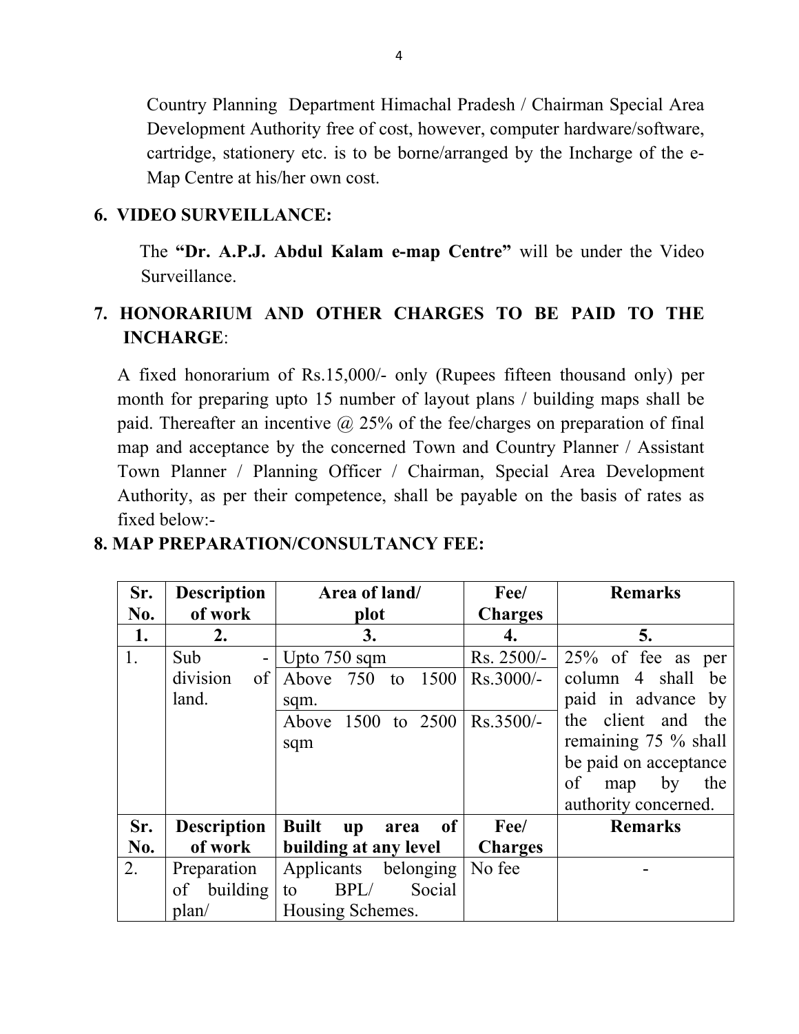Country Planning Department Himachal Pradesh / Chairman Special Area Development Authority free of cost, however, computer hardware/software, cartridge, stationery etc. is to be borne/arranged by the Incharge of the e-Map Centre at his/her own cost.

## 6. VIDEO SURVEILLANCE:

The **"Dr. A.P.J. Abdul Kalam e-map Centre"** will be under the Video Surveillance.

## 7. HONORARIUM AND OTHER CHARGES TO BE PAID TO THE INCHARGE:

A fixed honorarium of Rs.15,000/- only (Rupees fifteen thousand only) per month for preparing upto 15 number of layout plans / building maps shall be paid. Thereafter an incentive @ 25% of the fee/charges on preparation of final map and acceptance by the concerned Town and Country Planner / Assistant Town Planner / Planning Officer / Chairman, Special Area Development Authority, as per their competence, shall be payable on the basis of rates as fixed below:-

## 8. MAP PREPARATION/CONSULTANCY FEE:

| Sr. No. | Description of work | Area of land/ plot | Fee/ Charges | Remarks |
|---|---|---|---|---|
| 1. | 2. | 3. | 4. | 5. |
| 1. | Sub - division of land. | Upto 750 sqm | Rs. 2500/- | 25% of fee as per column 4 shall be paid in advance by the client and the remaining 75 % shall be paid on acceptance of map by the authority concerned. |
| | | Above 750 to 1500 sqm. | Rs.3000/- | |
| | | Above 1500 to 2500 sqm | Rs.3500/- | |
| **Sr. No.** | **Description of work** | **Built up area of building at any level** | **Fee/ Charges** | **Remarks** |
| 2. | Preparation of building plan/ | Applicants belonging to BPL/ Social Housing Schemes. | No fee | - |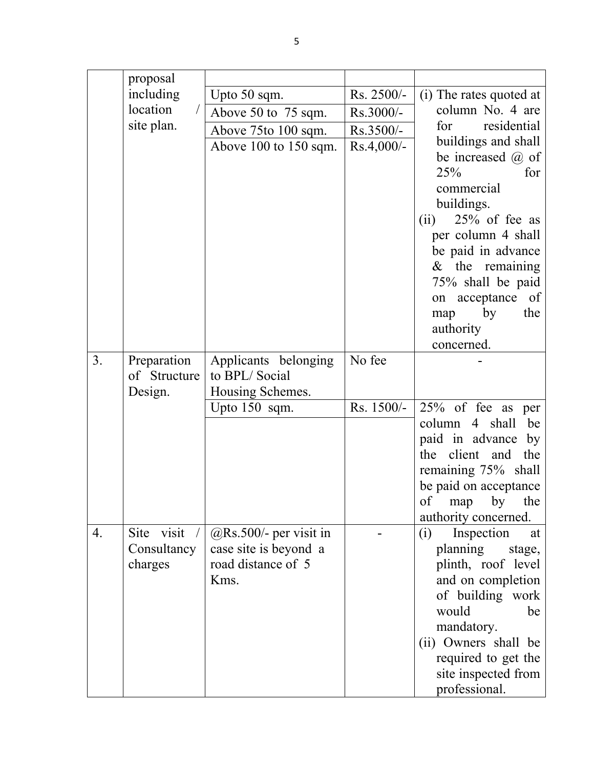| | | | | |
|---|---|---|---|---|
| | proposal including location / site plan. | | | |
| | | Upto 50 sqm. | Rs. 2500/- | (i) The rates quoted at column No. 4 are for residential buildings and shall be increased @ of 25% for commercial buildings.<br>(ii) 25% of fee as per column 4 shall be paid in advance & the remaining 75% shall be paid on acceptance of map by the authority concerned. |
| | | Above 50 to 75 sqm. | Rs.3000/- | |
| | | Above 75to 100 sqm. | Rs.3500/- | |
| | | Above 100 to 150 sqm. | Rs.4,000/- | |
| 3. | Preparation of Structure Design. | Applicants belonging to BPL/ Social Housing Schemes. | No fee | - |
| | | Upto 150 sqm. | Rs. 1500/- | 25% of fee as per column 4 shall be paid in advance by the client and the remaining 75% shall be paid on acceptance of map by the authority concerned. |
| | | | | |
| 4. | Site visit / Consultancy charges | @Rs.500/- per visit in case site is beyond a road distance of 5 Kms. | - | (i) Inspection at planning stage, plinth, roof level and on completion of building work would be mandatory.<br>(ii) Owners shall be required to get the site inspected from professional. |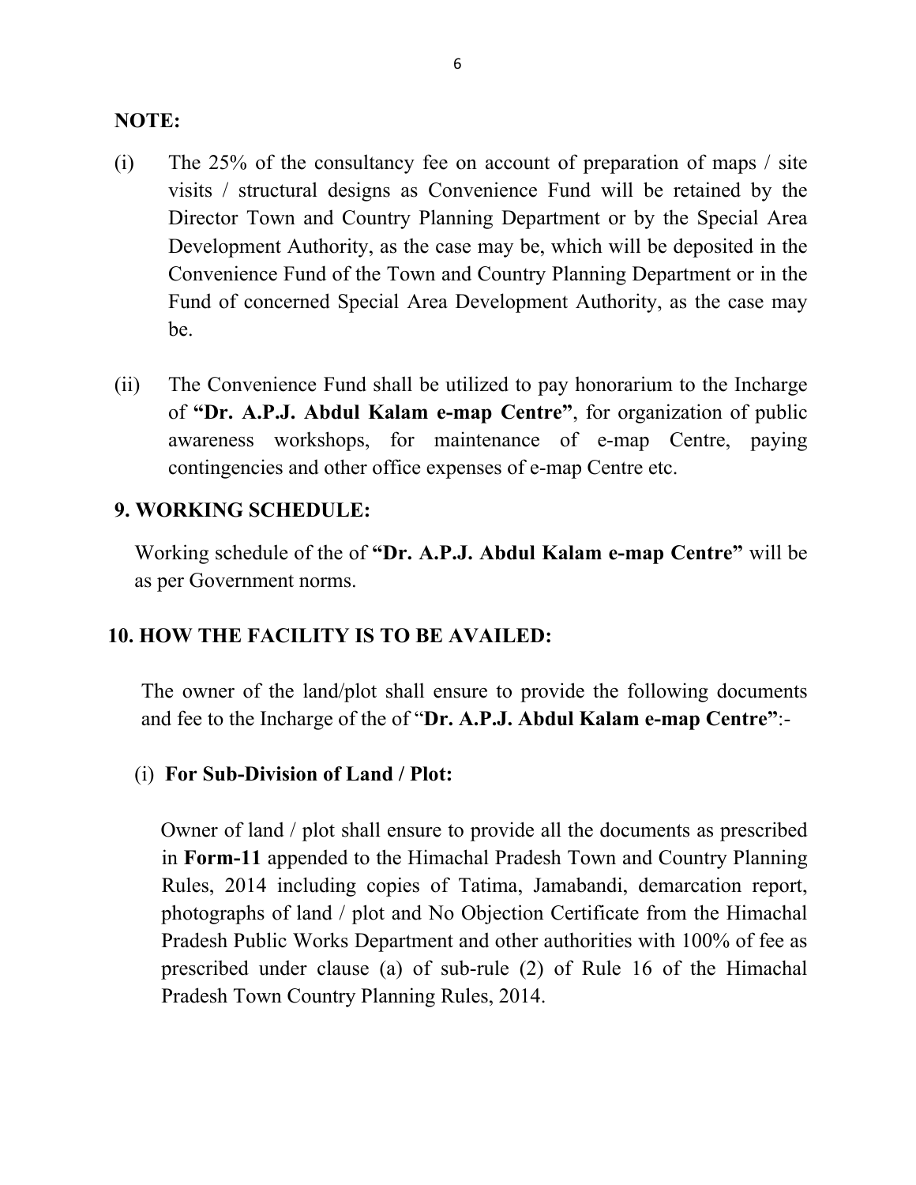**NOTE:**

(i) The 25% of the consultancy fee on account of preparation of maps / site visits / structural designs as Convenience Fund will be retained by the Director Town and Country Planning Department or by the Special Area Development Authority, as the case may be, which will be deposited in the Convenience Fund of the Town and Country Planning Department or in the Fund of concerned Special Area Development Authority, as the case may be.

(ii) The Convenience Fund shall be utilized to pay honorarium to the Incharge of **"Dr. A.P.J. Abdul Kalam e-map Centre"**, for organization of public awareness workshops, for maintenance of e-map Centre, paying contingencies and other office expenses of e-map Centre etc.

## 9. WORKING SCHEDULE:

Working schedule of the of **"Dr. A.P.J. Abdul Kalam e-map Centre"** will be as per Government norms.

## 10. HOW THE FACILITY IS TO BE AVAILED:

The owner of the land/plot shall ensure to provide the following documents and fee to the Incharge of the of "**Dr. A.P.J. Abdul Kalam e-map Centre"**:-

(i) **For Sub-Division of Land / Plot:**

Owner of land / plot shall ensure to provide all the documents as prescribed in **Form-11** appended to the Himachal Pradesh Town and Country Planning Rules, 2014 including copies of Tatima, Jamabandi, demarcation report, photographs of land / plot and No Objection Certificate from the Himachal Pradesh Public Works Department and other authorities with 100% of fee as prescribed under clause (a) of sub-rule (2) of Rule 16 of the Himachal Pradesh Town Country Planning Rules, 2014.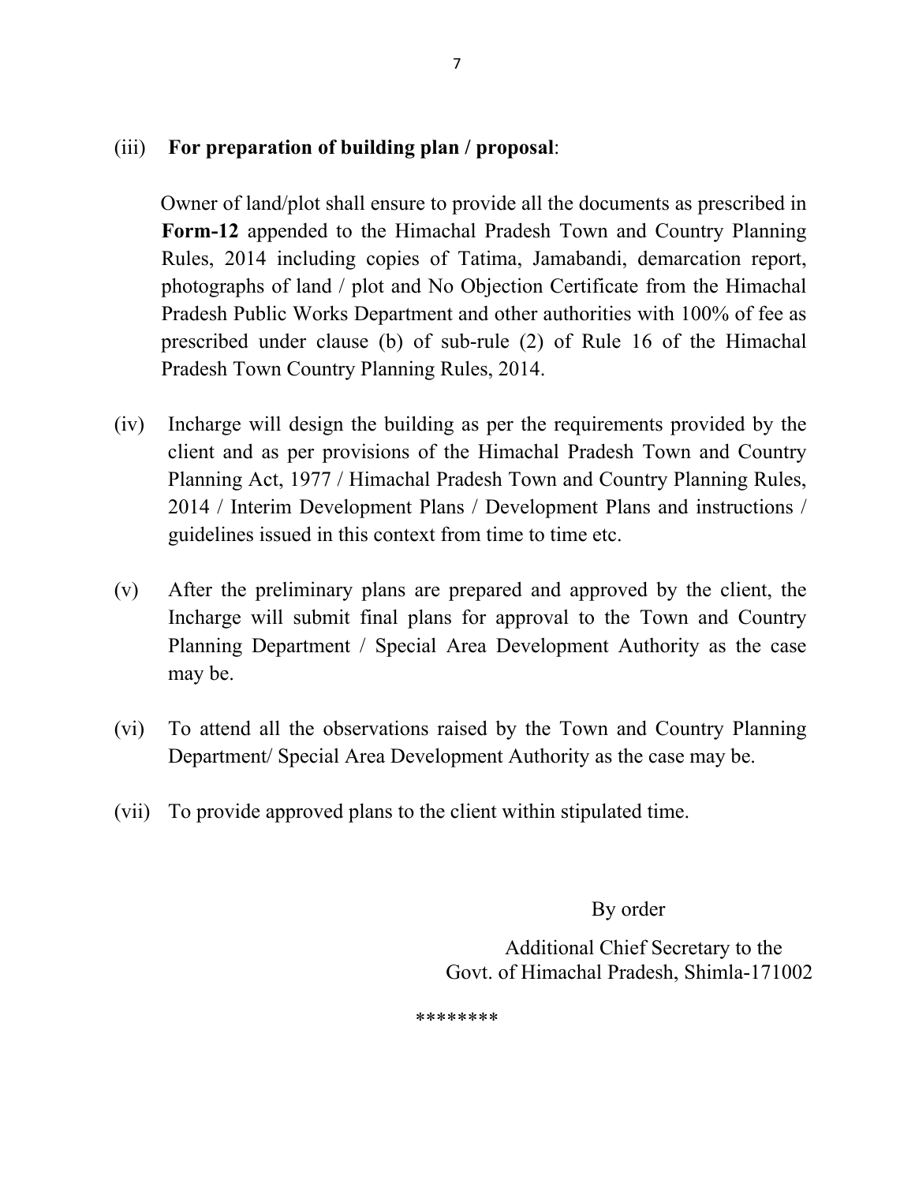(iii) **For preparation of building plan / proposal**:

Owner of land/plot shall ensure to provide all the documents as prescribed in **Form-12** appended to the Himachal Pradesh Town and Country Planning Rules, 2014 including copies of Tatima, Jamabandi, demarcation report, photographs of land / plot and No Objection Certificate from the Himachal Pradesh Public Works Department and other authorities with 100% of fee as prescribed under clause (b) of sub-rule (2) of Rule 16 of the Himachal Pradesh Town Country Planning Rules, 2014.

(iv) Incharge will design the building as per the requirements provided by the client and as per provisions of the Himachal Pradesh Town and Country Planning Act, 1977 / Himachal Pradesh Town and Country Planning Rules, 2014 / Interim Development Plans / Development Plans and instructions / guidelines issued in this context from time to time etc.

(v) After the preliminary plans are prepared and approved by the client, the Incharge will submit final plans for approval to the Town and Country Planning Department / Special Area Development Authority as the case may be.

(vi) To attend all the observations raised by the Town and Country Planning Department/ Special Area Development Authority as the case may be.

(vii) To provide approved plans to the client within stipulated time.

By order

Additional Chief Secretary to the
Govt. of Himachal Pradesh, Shimla-171002

********